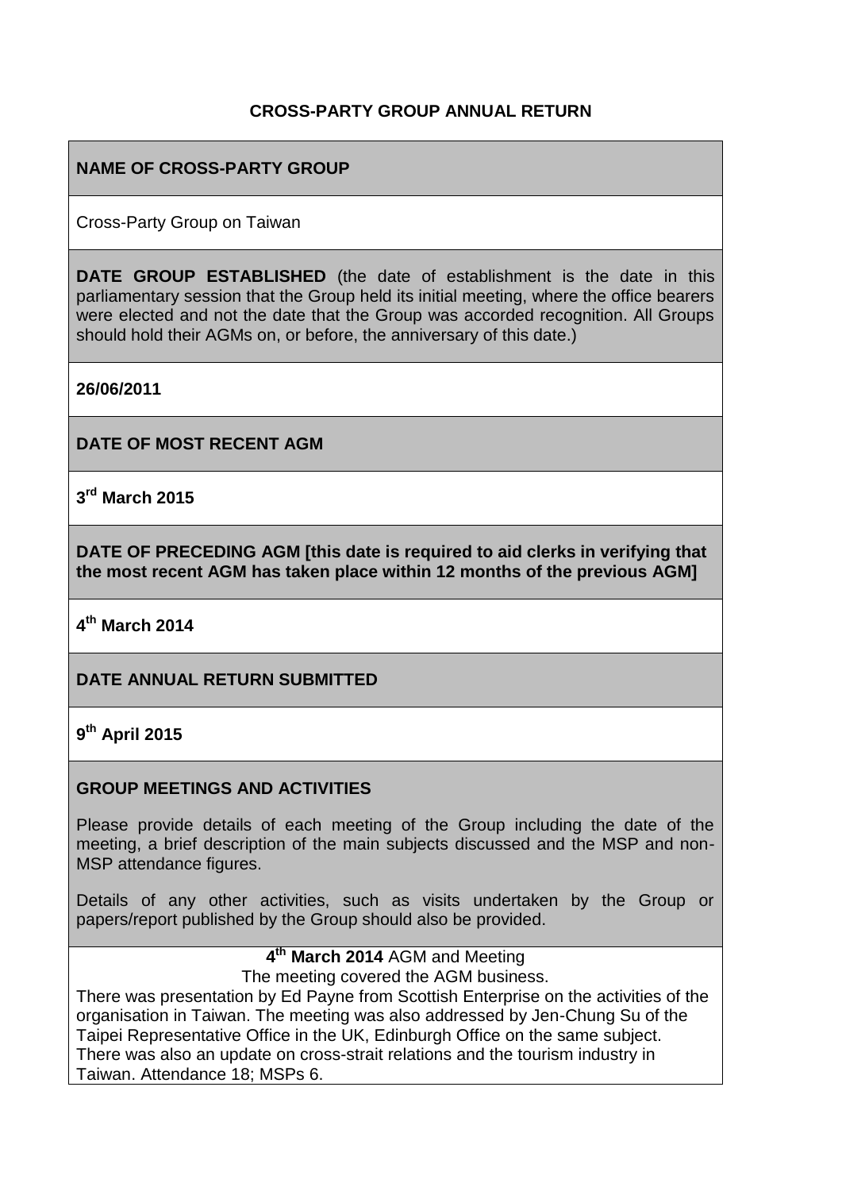# CROSS-PARTY GROUP ANNUAL RETURN

**NAME OF CROSS-PARTY GROUP**

Cross-Party Group on Taiwan

**DATE GROUP ESTABLISHED** (the date of establishment is the date in this parliamentary session that the Group held its initial meeting, where the office bearers were elected and not the date that the Group was accorded recognition. All Groups should hold their AGMs on, or before, the anniversary of this date.)

**26/06/2011**

**DATE OF MOST RECENT AGM**

**3rd March 2015**

**DATE OF PRECEDING AGM [this date is required to aid clerks in verifying that the most recent AGM has taken place within 12 months of the previous AGM]**

**4th March 2014**

**DATE ANNUAL RETURN SUBMITTED**

**9th April 2015**

**GROUP MEETINGS AND ACTIVITIES**

Please provide details of each meeting of the Group including the date of the meeting, a brief description of the main subjects discussed and the MSP and non-MSP attendance figures.

Details of any other activities, such as visits undertaken by the Group or papers/report published by the Group should also be provided.

**4th March 2014** AGM and Meeting

The meeting covered the AGM business.

There was presentation by Ed Payne from Scottish Enterprise on the activities of the organisation in Taiwan. The meeting was also addressed by Jen-Chung Su of the Taipei Representative Office in the UK, Edinburgh Office on the same subject. There was also an update on cross-strait relations and the tourism industry in Taiwan. Attendance 18; MSPs 6.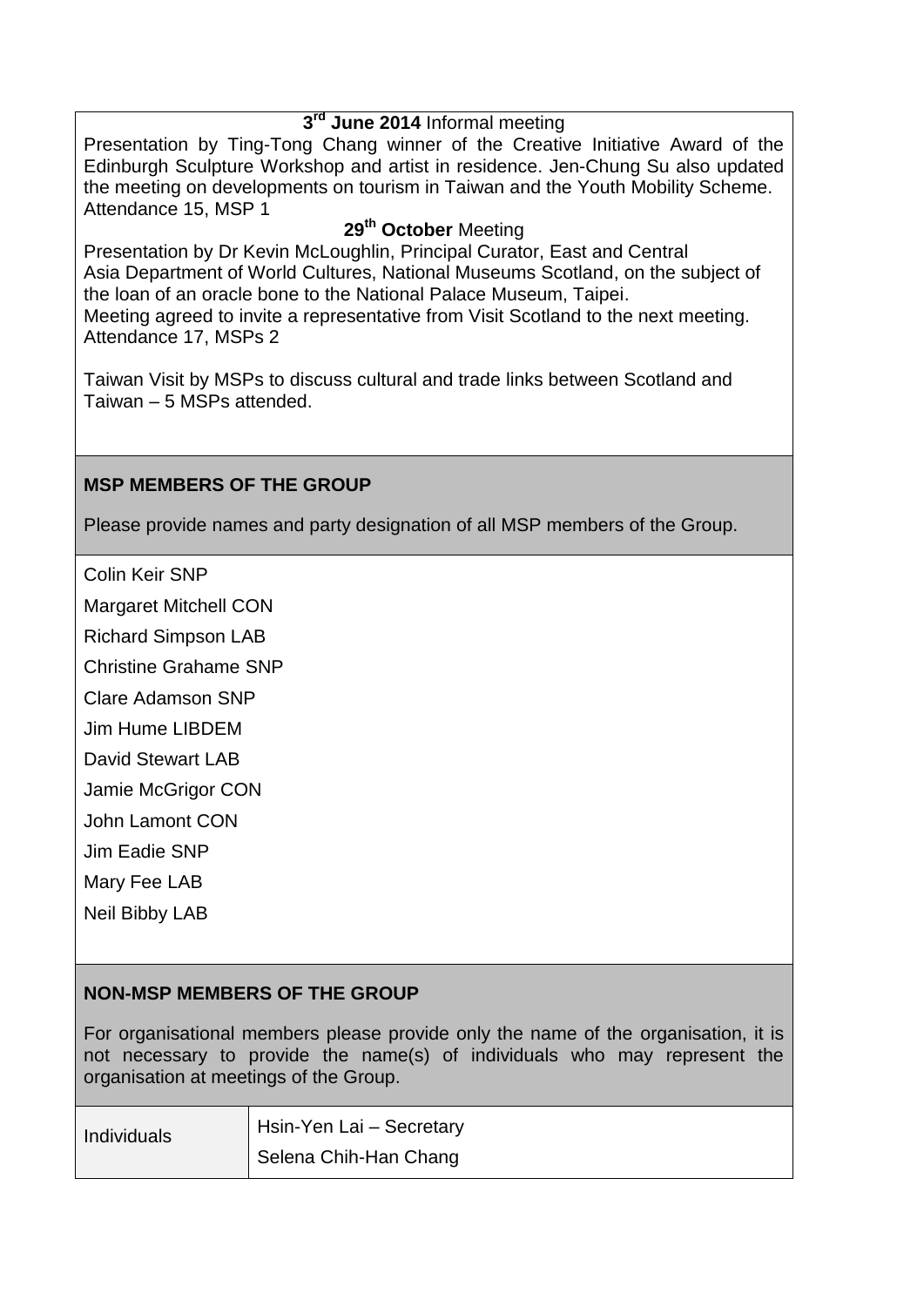**3rd June 2014** Informal meeting

Presentation by Ting-Tong Chang winner of the Creative Initiative Award of the Edinburgh Sculpture Workshop and artist in residence. Jen-Chung Su also updated the meeting on developments on tourism in Taiwan and the Youth Mobility Scheme. Attendance 15, MSP 1

**29th October** Meeting

Presentation by Dr Kevin McLoughlin, Principal Curator, East and Central Asia Department of World Cultures, National Museums Scotland, on the subject of the loan of an oracle bone to the National Palace Museum, Taipei.
Meeting agreed to invite a representative from Visit Scotland to the next meeting.
Attendance 17, MSPs 2

Taiwan Visit by MSPs to discuss cultural and trade links between Scotland and Taiwan – 5 MSPs attended.

## MSP MEMBERS OF THE GROUP

Please provide names and party designation of all MSP members of the Group.

Colin Keir SNP

Margaret Mitchell CON

Richard Simpson LAB

Christine Grahame SNP

Clare Adamson SNP

Jim Hume LIBDEM

David Stewart LAB

Jamie McGrigor CON

John Lamont CON

Jim Eadie SNP

Mary Fee LAB

Neil Bibby LAB

## NON-MSP MEMBERS OF THE GROUP

For organisational members please provide only the name of the organisation, it is not necessary to provide the name(s) of individuals who may represent the organisation at meetings of the Group.

| Individuals | Hsin-Yen Lai – Secretary<br>Selena Chih-Han Chang |
|---|---|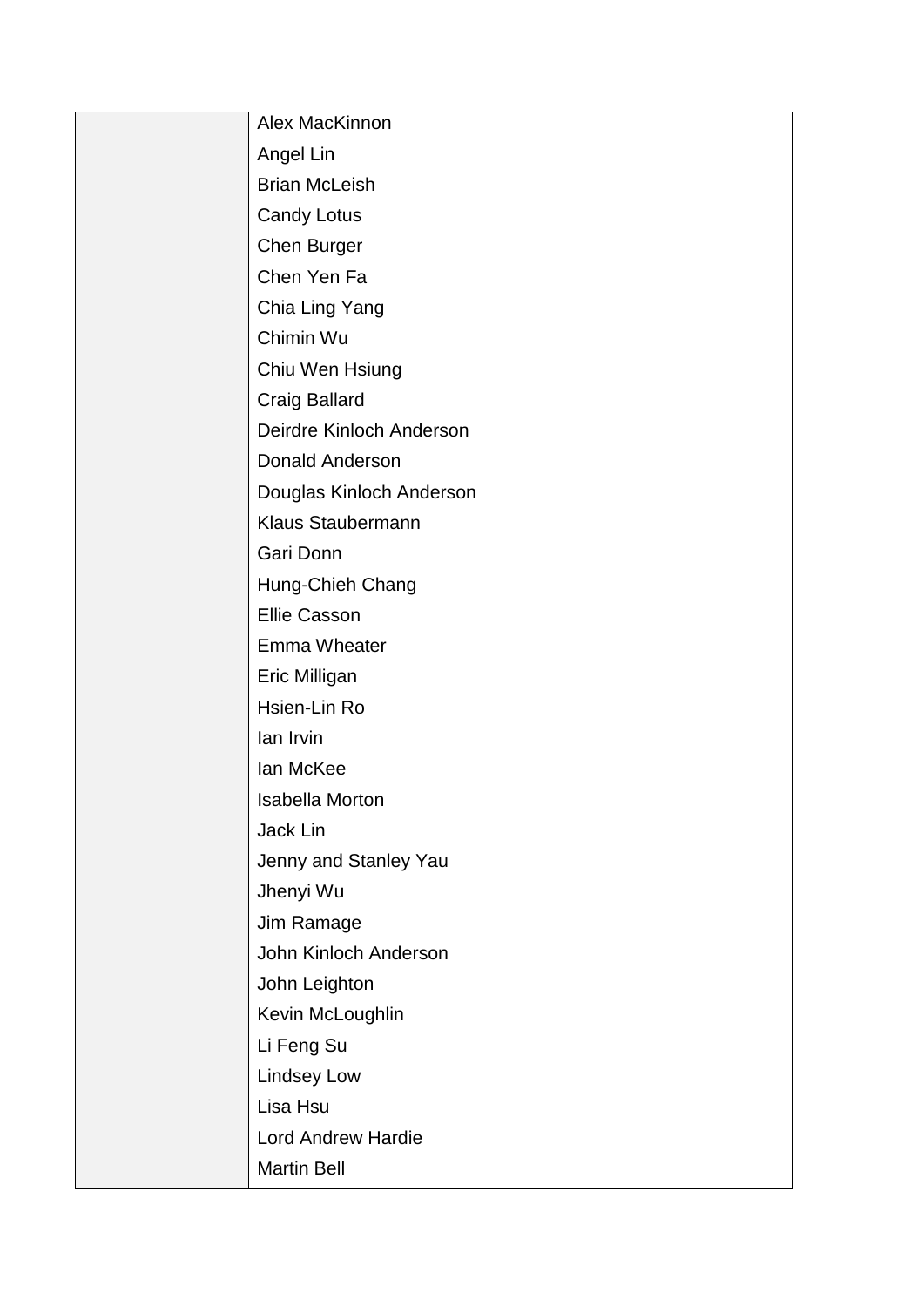| | |
|---|---|
| | Alex MacKinnon<br>Angel Lin<br>Brian McLeish<br>Candy Lotus<br>Chen Burger<br>Chen Yen Fa<br>Chia Ling Yang<br>Chimin Wu<br>Chiu Wen Hsiung<br>Craig Ballard<br>Deirdre Kinloch Anderson<br>Donald Anderson<br>Douglas Kinloch Anderson<br>Klaus Staubermann<br>Gari Donn<br>Hung-Chieh Chang<br>Ellie Casson<br>Emma Wheater<br>Eric Milligan<br>Hsien-Lin Ro<br>Ian Irvin<br>Ian McKee<br>Isabella Morton<br>Jack Lin<br>Jenny and Stanley Yau<br>Jhenyi Wu<br>Jim Ramage<br>John Kinloch Anderson<br>John Leighton<br>Kevin McLoughlin<br>Li Feng Su<br>Lindsey Low<br>Lisa Hsu<br>Lord Andrew Hardie<br>Martin Bell |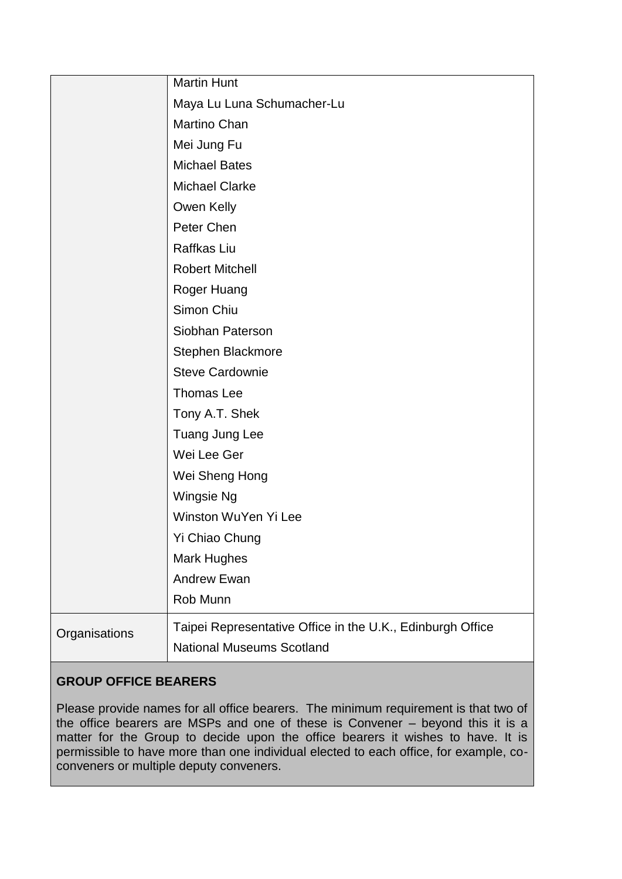|  |  |
| --- | --- |
|  | Martin Hunt |
|  | Maya Lu Luna Schumacher-Lu |
|  | Martino Chan |
|  | Mei Jung Fu |
|  | Michael Bates |
|  | Michael Clarke |
|  | Owen Kelly |
|  | Peter Chen |
|  | Raffkas Liu |
|  | Robert Mitchell |
|  | Roger Huang |
|  | Simon Chiu |
|  | Siobhan Paterson |
|  | Stephen Blackmore |
|  | Steve Cardownie |
|  | Thomas Lee |
|  | Tony A.T. Shek |
|  | Tuang Jung Lee |
|  | Wei Lee Ger |
|  | Wei Sheng Hong |
|  | Wingsie Ng |
|  | Winston WuYen Yi Lee |
|  | Yi Chiao Chung |
|  | Mark Hughes |
|  | Andrew Ewan |
|  | Rob Munn |
| Organisations | Taipei Representative Office in the U.K., Edinburgh Office<br>National Museums Scotland |

**GROUP OFFICE BEARERS**

Please provide names for all office bearers. The minimum requirement is that two of the office bearers are MSPs and one of these is Convener – beyond this it is a matter for the Group to decide upon the office bearers it wishes to have. It is permissible to have more than one individual elected to each office, for example, co-conveners or multiple deputy conveners.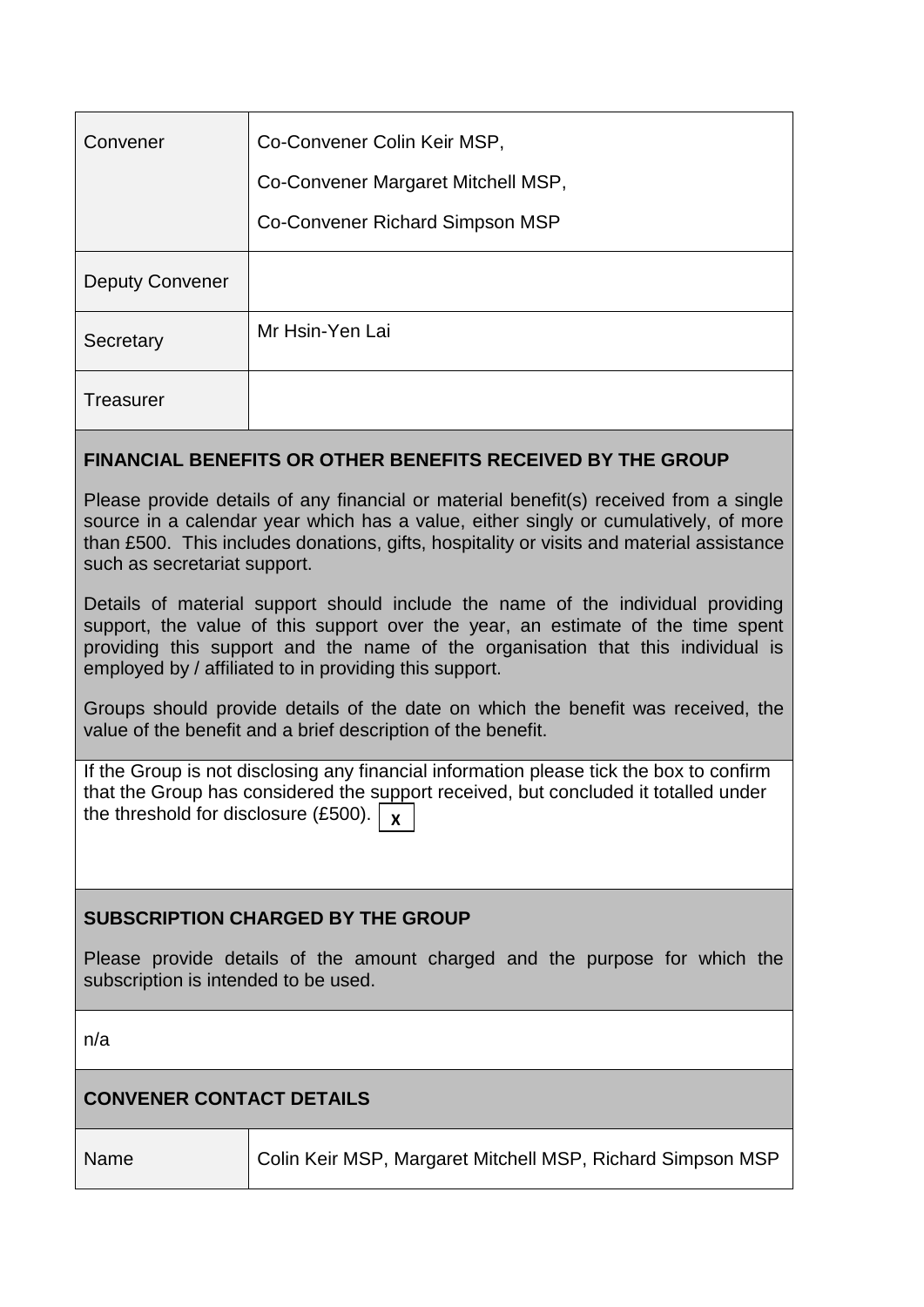| | |
|---|---|
| Convener | Co-Convener Colin Keir MSP,<br>Co-Convener Margaret Mitchell MSP,<br>Co-Convener Richard Simpson MSP |
| Deputy Convener | |
| Secretary | Mr Hsin-Yen Lai |
| Treasurer | |

**FINANCIAL BENEFITS OR OTHER BENEFITS RECEIVED BY THE GROUP**

Please provide details of any financial or material benefit(s) received from a single source in a calendar year which has a value, either singly or cumulatively, of more than £500. This includes donations, gifts, hospitality or visits and material assistance such as secretariat support.

Details of material support should include the name of the individual providing support, the value of this support over the year, an estimate of the time spent providing this support and the name of the organisation that this individual is employed by / affiliated to in providing this support.

Groups should provide details of the date on which the benefit was received, the value of the benefit and a brief description of the benefit.

If the Group is not disclosing any financial information please tick the box to confirm that the Group has considered the support received, but concluded it totalled under the threshold for disclosure (£500). [X]

**SUBSCRIPTION CHARGED BY THE GROUP**

Please provide details of the amount charged and the purpose for which the subscription is intended to be used.

n/a

**CONVENER CONTACT DETAILS**

| | |
|---|---|
| Name | Colin Keir MSP, Margaret Mitchell MSP, Richard Simpson MSP |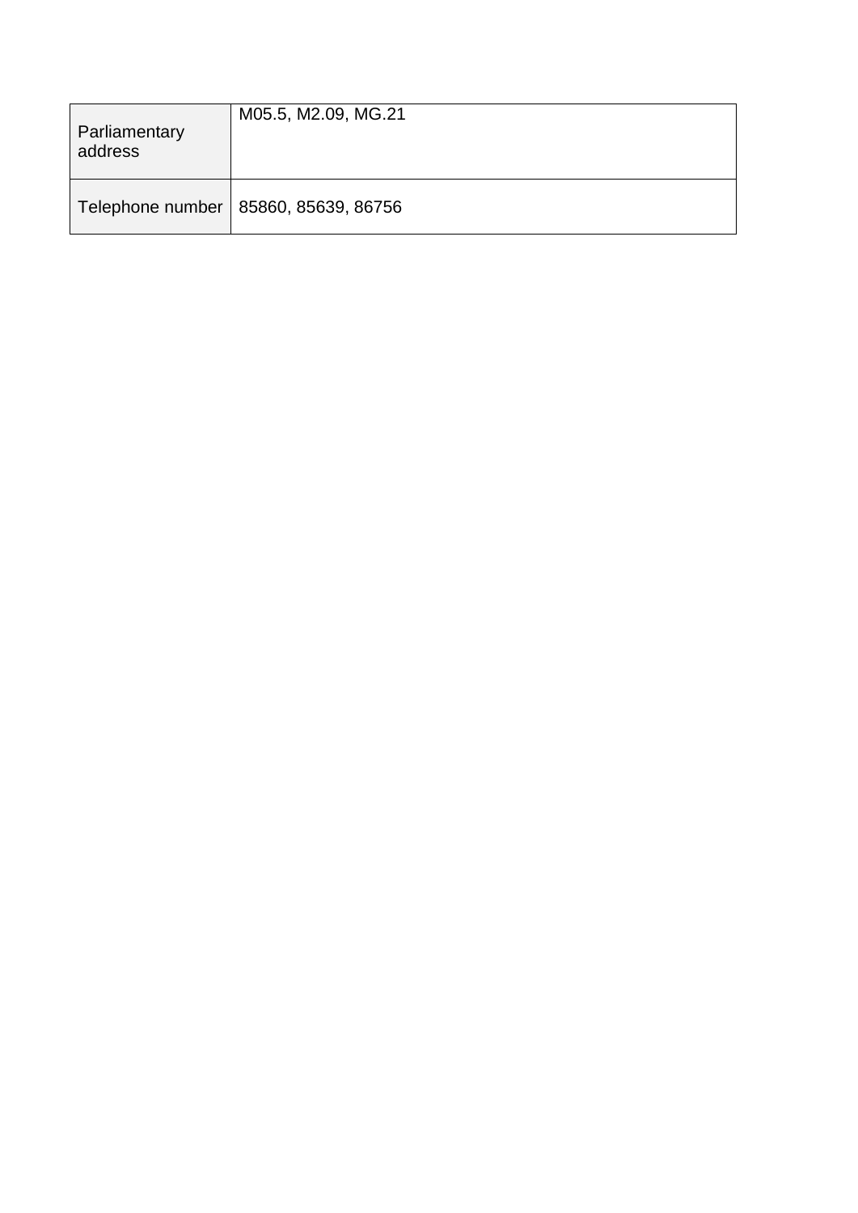| | |
|---|---|
| Parliamentary address | M05.5, M2.09, MG.21 |
| Telephone number | 85860, 85639, 86756 |